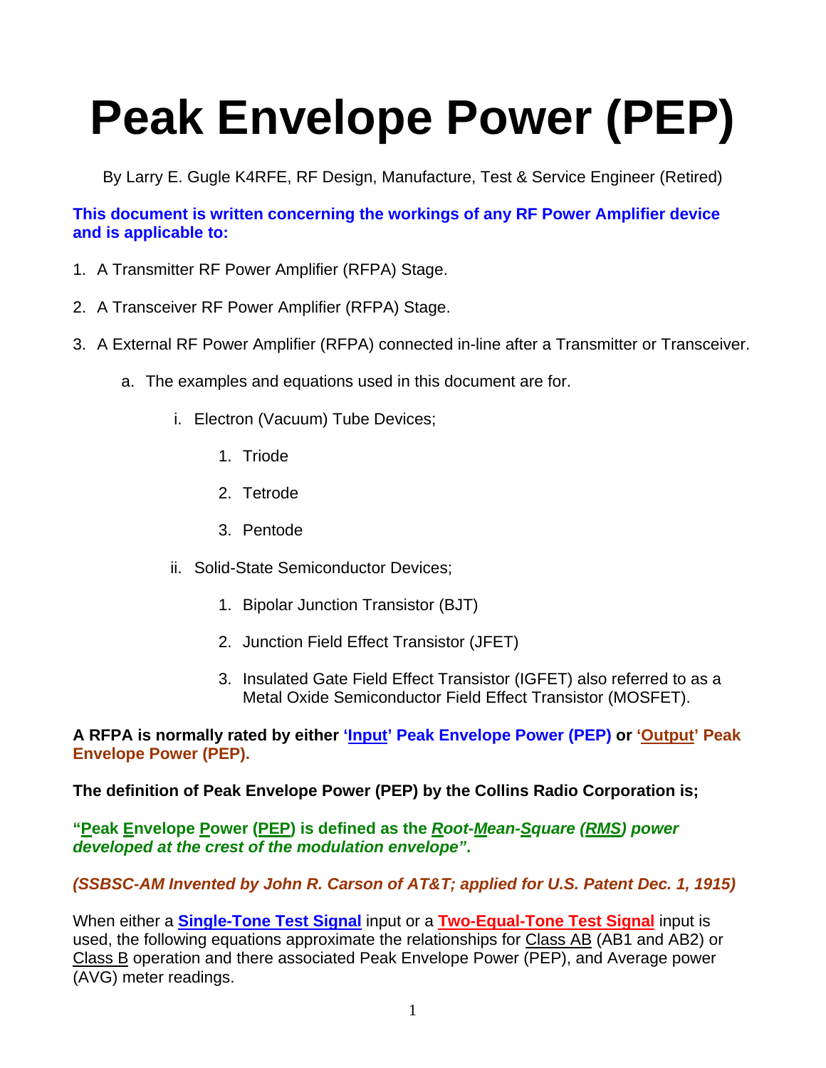# Peak Envelope Power (PEP)

By Larry E. Gugle K4RFE, RF Design, Manufacture, Test & Service Engineer (Retired)

**This document is written concerning the workings of any RF Power Amplifier device and is applicable to:**

1. A Transmitter RF Power Amplifier (RFPA) Stage.
2. A Transceiver RF Power Amplifier (RFPA) Stage.
3. A External RF Power Amplifier (RFPA) connected in-line after a Transmitter or Transceiver.
   a. The examples and equations used in this document are for.
      i. Electron (Vacuum) Tube Devices;
         1. Triode
         2. Tetrode
         3. Pentode
      ii. Solid-State Semiconductor Devices;
         1. Bipolar Junction Transistor (BJT)
         2. Junction Field Effect Transistor (JFET)
         3. Insulated Gate Field Effect Transistor (IGFET) also referred to as a Metal Oxide Semiconductor Field Effect Transistor (MOSFET).

**A RFPA is normally rated by either 'Input' Peak Envelope Power (PEP) or 'Output' Peak Envelope Power (PEP).**

**The definition of Peak Envelope Power (PEP) by the Collins Radio Corporation is;**

**"Peak Envelope Power (PEP) is defined as the *Root-Mean-Square (RMS) power developed at the crest of the modulation envelope*".**

***(SSBSC-AM Invented by John R. Carson of AT&T; applied for U.S. Patent Dec. 1, 1915)***

When either a **Single-Tone Test Signal** input or a **Two-Equal-Tone Test Signal** input is used, the following equations approximate the relationships for Class AB (AB1 and AB2) or Class B operation and there associated Peak Envelope Power (PEP), and Average power (AVG) meter readings.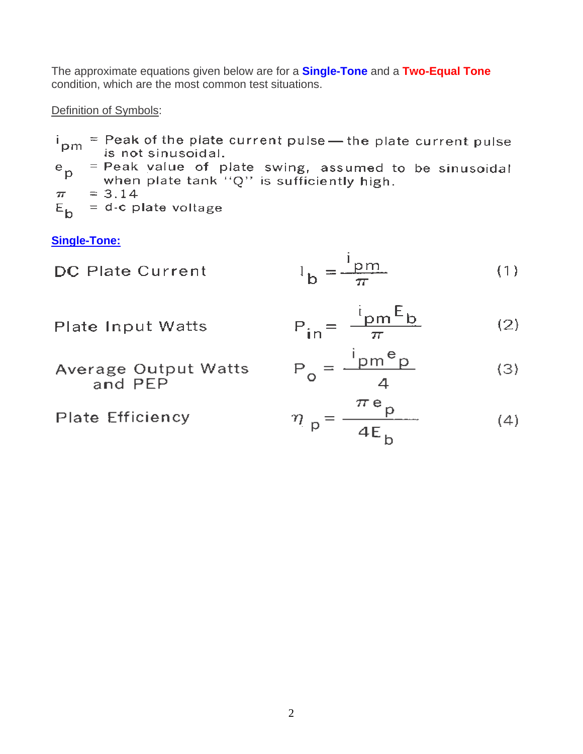The approximate equations given below are for a **Single-Tone** and a **Two-Equal Tone** condition, which are the most common test situations.

Definition of Symbols:

$i_{pm}$ = Peak of the plate current pulse — the plate current pulse is not sinusoidal.

$e_p$ = Peak value of plate swing, assumed to be sinusoidal when plate tank "Q" is sufficiently high.

$\pi$ = 3.14

$E_b$ = d-c plate voltage

**Single-Tone:**

DC Plate Current

$$I_b = \frac{i_{pm}}{\pi} \quad (1)$$

Plate Input Watts

$$P_{in} = \frac{i_{pm} E_b}{\pi} \quad (2)$$

Average Output Watts and PEP

$$P_o = \frac{i_{pm} e_p}{4} \quad (3)$$

Plate Efficiency

$$\eta_p = \frac{\pi e_p}{4 E_b} \quad (4)$$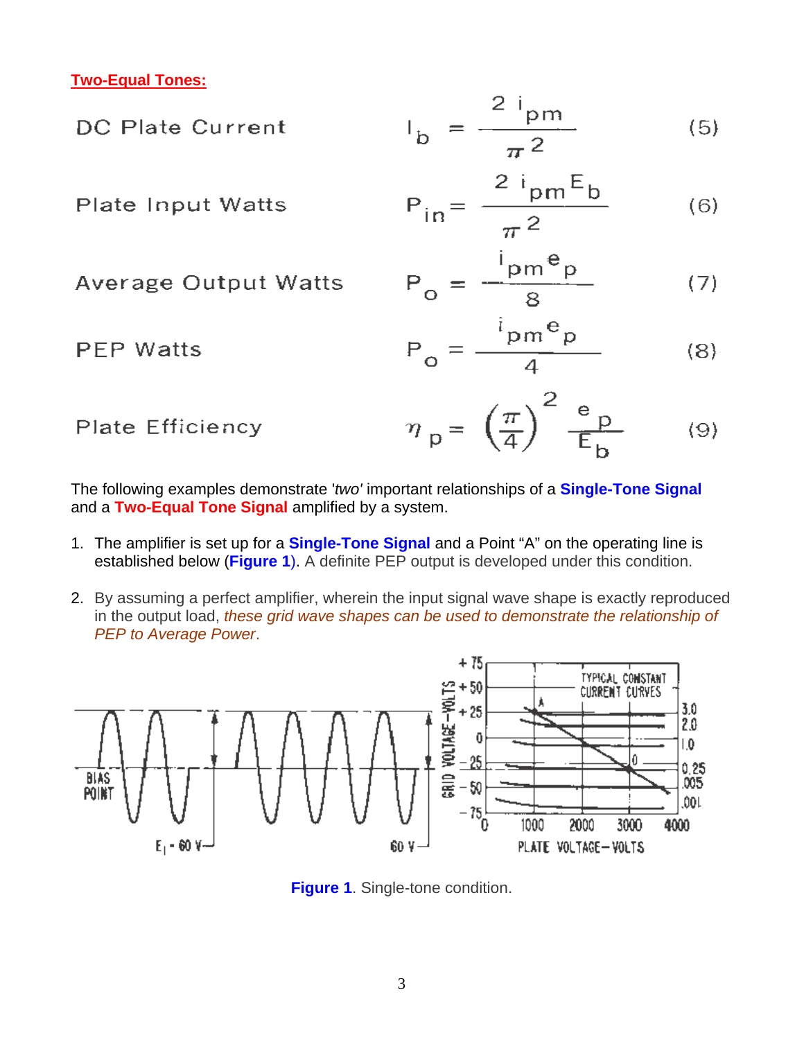**Two-Equal Tones:**

DC Plate Current $$I_b = \frac{2\, i_{pm}}{\pi^2} \qquad (5)$$

Plate Input Watts $$P_{in} = \frac{2\, i_{pm} E_b}{\pi^2} \qquad (6)$$

Average Output Watts $$P_o = \frac{i_{pm} e_p}{8} \qquad (7)$$

PEP Watts $$P_o = \frac{i_{pm} e_p}{4} \qquad (8)$$

Plate Efficiency $$\eta_p = \left(\frac{\pi}{4}\right)^2 \frac{e_p}{E_b} \qquad (9)$$

The following examples demonstrate '*two*' important relationships of a **Single-Tone Signal** and a **Two-Equal Tone Signal** amplified by a system.

1. The amplifier is set up for a **Single-Tone Signal** and a Point "A" on the operating line is established below (**Figure 1**). A definite PEP output is developed under this condition.

2. By assuming a perfect amplifier, wherein the input signal wave shape is exactly reproduced in the output load, *these grid wave shapes can be used to demonstrate the relationship of PEP to Average Power*.

BIAS POINT

$E_l$ - 60 V

60 V

GRID VOLTAGE—VOLTS

+75
+50
+25
0
−25
−50
−75

TYPICAL CONSTANT CURRENT CURVES

A

0

3.0
2.0
1.0
0.25
.005
.001

0
1000
2000
3000
4000

PLATE VOLTAGE—VOLTS

**Figure 1**. Single-tone condition.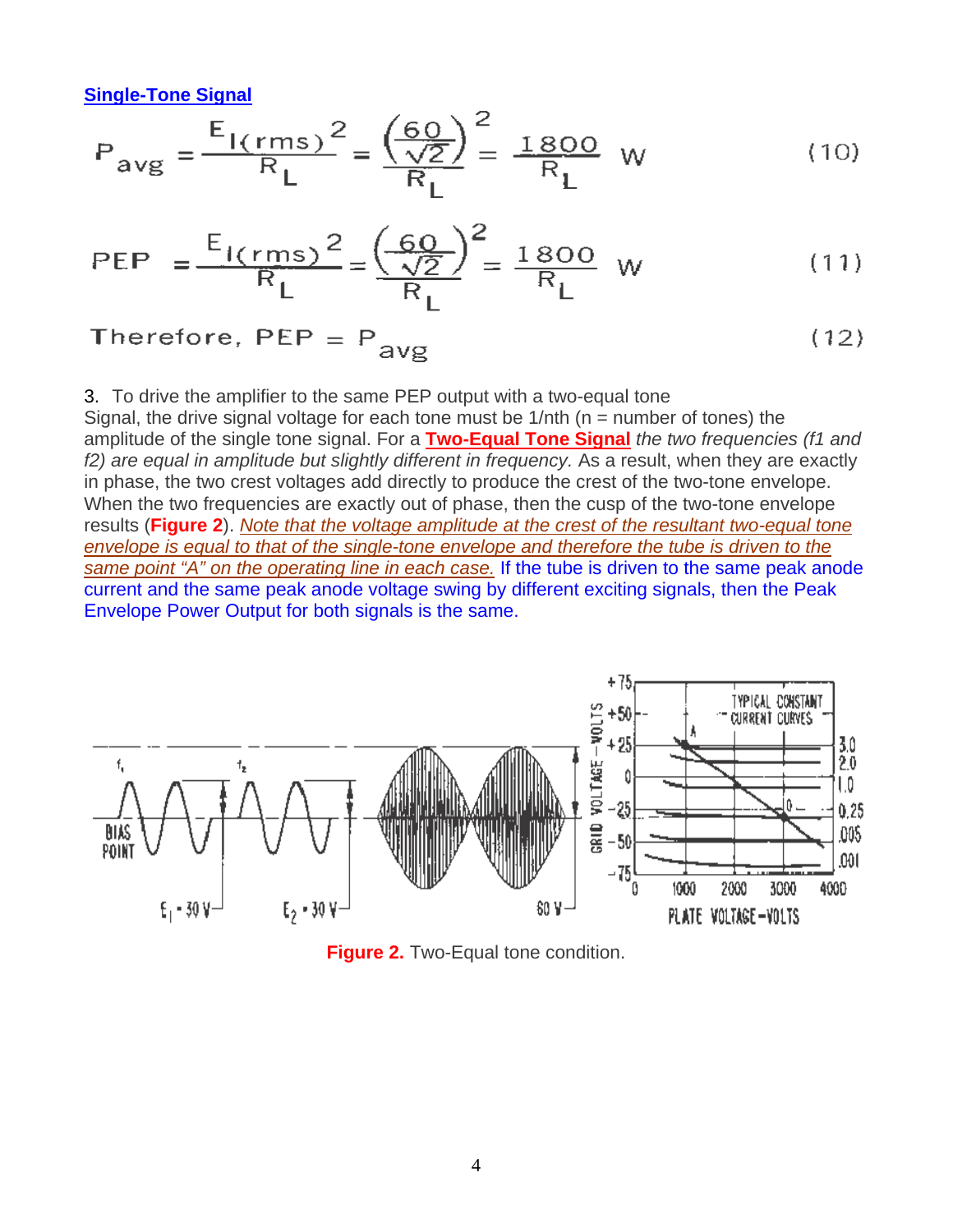**Single-Tone Signal**

$$P_{avg} = \frac{E_{l(rms)}^{2}}{R_L} = \frac{\left(\frac{60}{\sqrt{2}}\right)^2}{R_L} = \frac{1800}{R_L}\ \text{W} \tag{10}$$

$$PEP = \frac{E_{l(rms)}^{2}}{R_L} = \frac{\left(\frac{60}{\sqrt{2}}\right)^2}{R_L} = \frac{1800}{R_L}\ \text{W} \tag{11}$$

$$\text{Therefore, } PEP = P_{avg} \tag{12}$$

3. To drive the amplifier to the same PEP output with a two-equal tone Signal, the drive signal voltage for each tone must be 1/nth (n = number of tones) the amplitude of the single tone signal. For a **Two-Equal Tone Signal** *the two frequencies (f1 and f2) are equal in amplitude but slightly different in frequency.* As a result, when they are exactly in phase, the two crest voltages add directly to produce the crest of the two-tone envelope. When the two frequencies are exactly out of phase, then the cusp of the two-tone envelope results (**Figure 2**). *Note that the voltage amplitude at the crest of the resultant two-equal tone envelope is equal to that of the single-tone envelope and therefore the tube is driven to the same point "A" on the operating line in each case.* If the tube is driven to the same peak anode current and the same peak anode voltage swing by different exciting signals, then the Peak Envelope Power Output for both signals is the same.

f1
f2
BIAS POINT
E1 = 30 V
E2 = 30 V
60 V
GRID VOLTAGE – VOLTS
+75
+50
+25
0
-25
-50
-75
TYPICAL CONSTANT CURRENT CURVES
A
O
3.0
2.0
1.0
0.25
.005
.001
0
1000
2000
3000
4000
PLATE VOLTAGE – VOLTS

**Figure 2.** Two-Equal tone condition.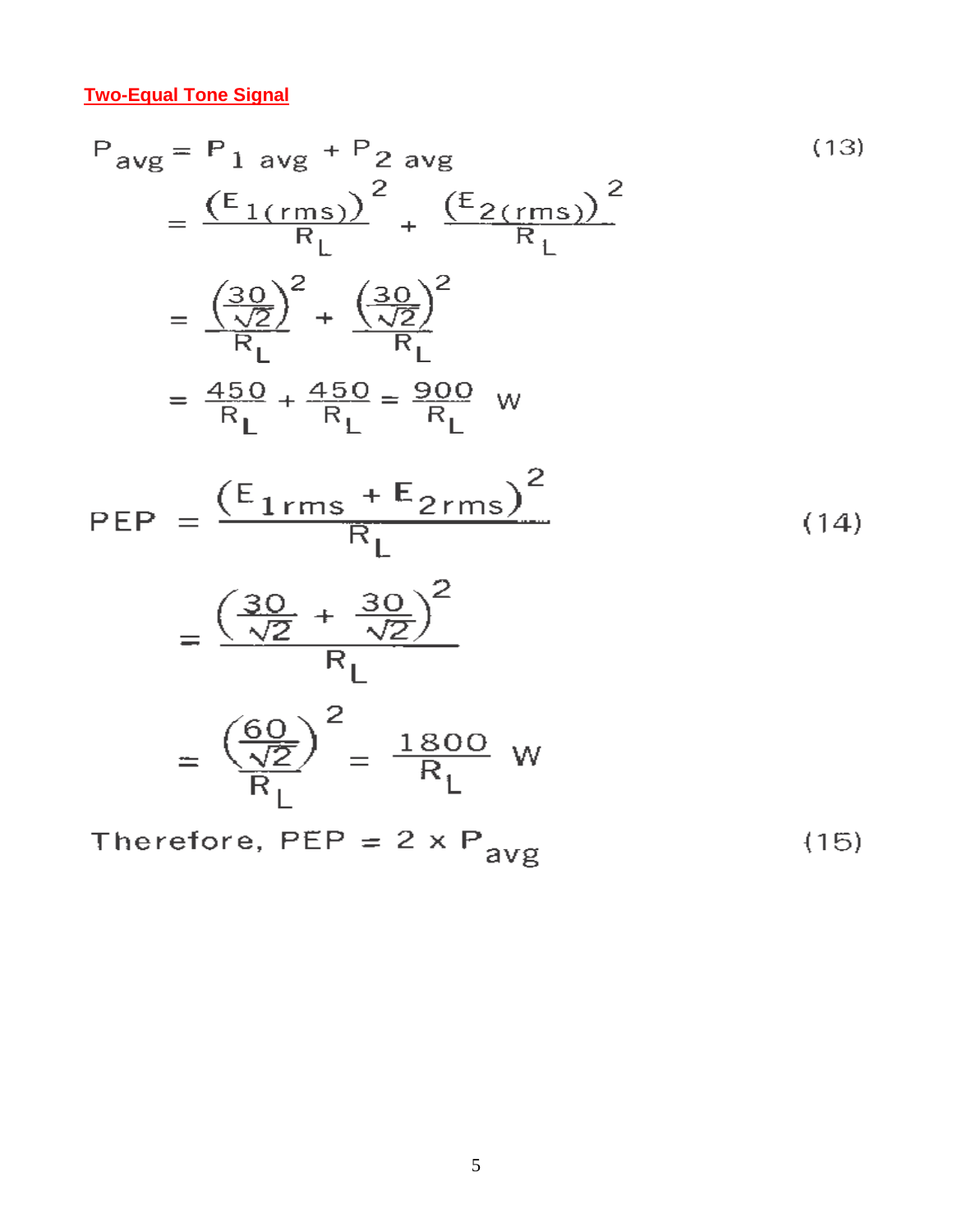**Two-Equal Tone Signal**

$$
\begin{aligned}
P_{avg} &= P_{1\ avg} + P_{2\ avg} \\
&= \frac{\left(E_{1(rms)}\right)^2}{R_L} + \frac{\left(E_{2(rms)}\right)^2}{R_L} \\
&= \frac{\left(\frac{30}{\sqrt{2}}\right)^2}{R_L} + \frac{\left(\frac{30}{\sqrt{2}}\right)^2}{R_L} \\
&= \frac{450}{R_L} + \frac{450}{R_L} = \frac{900}{R_L}\ \text{W}
\end{aligned}
\tag{13}
$$

$$
\begin{aligned}
PEP &= \frac{\left(E_{1rms} + E_{2rms}\right)^2}{R_L} \\
&= \frac{\left(\frac{30}{\sqrt{2}} + \frac{30}{\sqrt{2}}\right)^2}{R_L} \\
&= \frac{\left(\frac{60}{\sqrt{2}}\right)^2}{R_L} = \frac{1800}{R_L}\ \text{W}
\end{aligned}
\tag{14}
$$

$$
\text{Therefore, } PEP = 2 \times P_{avg} \tag{15}
$$